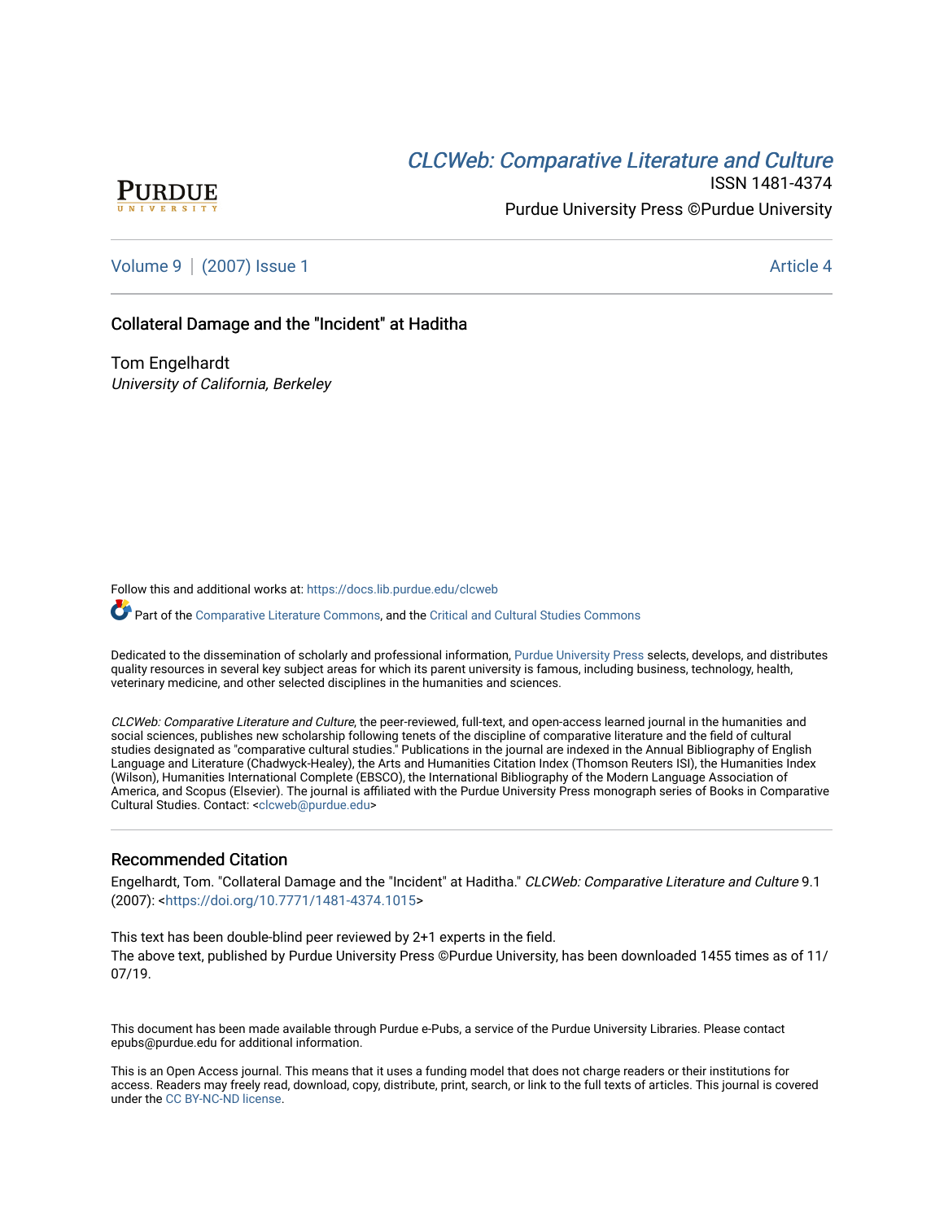# CLCWeb: Comparative Literature and Culture

ISSN 1481-4374

Purdue University Press ©Purdue University

Volume 9 | (2007) Issue 1 Article 4

## Collateral Damage and the "Incident" at Haditha

Tom Engelhardt

*University of California, Berkeley*

Follow this and additional works at: https://docs.lib.purdue.edu/clcweb

Part of the Comparative Literature Commons, and the Critical and Cultural Studies Commons

Dedicated to the dissemination of scholarly and professional information, Purdue University Press selects, develops, and distributes quality resources in several key subject areas for which its parent university is famous, including business, technology, health, veterinary medicine, and other selected disciplines in the humanities and sciences.

*CLCWeb: Comparative Literature and Culture*, the peer-reviewed, full-text, and open-access learned journal in the humanities and social sciences, publishes new scholarship following tenets of the discipline of comparative literature and the field of cultural studies designated as "comparative cultural studies." Publications in the journal are indexed in the Annual Bibliography of English Language and Literature (Chadwyck-Healey), the Arts and Humanities Citation Index (Thomson Reuters ISI), the Humanities Index (Wilson), Humanities International Complete (EBSCO), the International Bibliography of the Modern Language Association of America, and Scopus (Elsevier). The journal is affiliated with the Purdue University Press monograph series of Books in Comparative Cultural Studies. Contact: <clcweb@purdue.edu>

### Recommended Citation

Engelhardt, Tom. "Collateral Damage and the "Incident" at Haditha." *CLCWeb: Comparative Literature and Culture* 9.1 (2007): <https://doi.org/10.7771/1481-4374.1015>

This text has been double-blind peer reviewed by 2+1 experts in the field.
The above text, published by Purdue University Press ©Purdue University, has been downloaded 1455 times as of 11/07/19.

This document has been made available through Purdue e-Pubs, a service of the Purdue University Libraries. Please contact epubs@purdue.edu for additional information.

This is an Open Access journal. This means that it uses a funding model that does not charge readers or their institutions for access. Readers may freely read, download, copy, distribute, print, search, or link to the full texts of articles. This journal is covered under the CC BY-NC-ND license.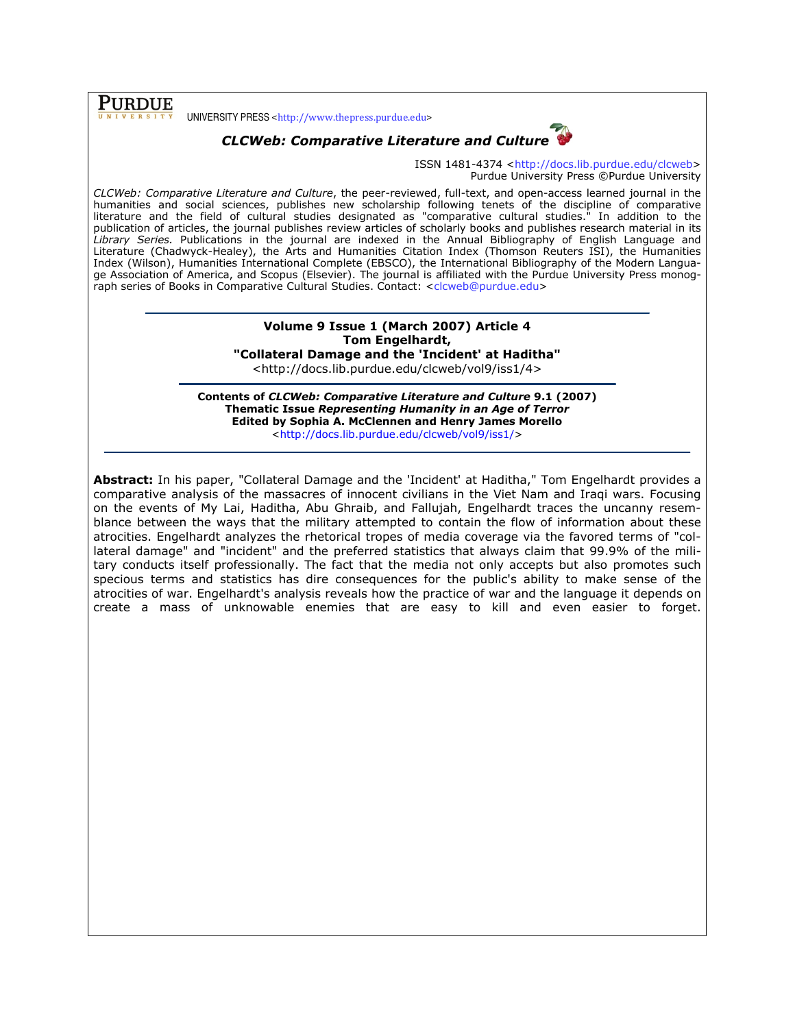PURDUE UNIVERSITY

UNIVERSITY PRESS <http://www.thepress.purdue.edu>

***CLCWeb: Comparative Literature and Culture***

ISSN 1481-4374 <http://docs.lib.purdue.edu/clcweb>
Purdue University Press ©Purdue University

*CLCWeb: Comparative Literature and Culture*, the peer-reviewed, full-text, and open-access learned journal in the humanities and social sciences, publishes new scholarship following tenets of the discipline of comparative literature and the field of cultural studies designated as "comparative cultural studies." In addition to the publication of articles, the journal publishes review articles of scholarly books and publishes research material in its *Library Series.* Publications in the journal are indexed in the Annual Bibliography of English Language and Literature (Chadwyck-Healey), the Arts and Humanities Citation Index (Thomson Reuters ISI), the Humanities Index (Wilson), Humanities International Complete (EBSCO), the International Bibliography of the Modern Language Association of America, and Scopus (Elsevier). The journal is affiliated with the Purdue University Press monograph series of Books in Comparative Cultural Studies. Contact: <clcweb@purdue.edu>

---

**Volume 9 Issue 1 (March 2007) Article 4**
**Tom Engelhardt,**
**"Collateral Damage and the 'Incident' at Haditha"**
<http://docs.lib.purdue.edu/clcweb/vol9/iss1/4>

---

**Contents of *CLCWeb: Comparative Literature and Culture* 9.1 (2007)**
**Thematic Issue *Representing Humanity in an Age of Terror***
**Edited by Sophia A. McClennen and Henry James Morello**
<http://docs.lib.purdue.edu/clcweb/vol9/iss1/>

---

**Abstract:** In his paper, "Collateral Damage and the 'Incident' at Haditha," Tom Engelhardt provides a comparative analysis of the massacres of innocent civilians in the Viet Nam and Iraqi wars. Focusing on the events of My Lai, Haditha, Abu Ghraib, and Fallujah, Engelhardt traces the uncanny resemblance between the ways that the military attempted to contain the flow of information about these atrocities. Engelhardt analyzes the rhetorical tropes of media coverage via the favored terms of "collateral damage" and "incident" and the preferred statistics that always claim that 99.9% of the military conducts itself professionally. The fact that the media not only accepts but also promotes such specious terms and statistics has dire consequences for the public's ability to make sense of the atrocities of war. Engelhardt's analysis reveals how the practice of war and the language it depends on create a mass of unknowable enemies that are easy to kill and even easier to forget.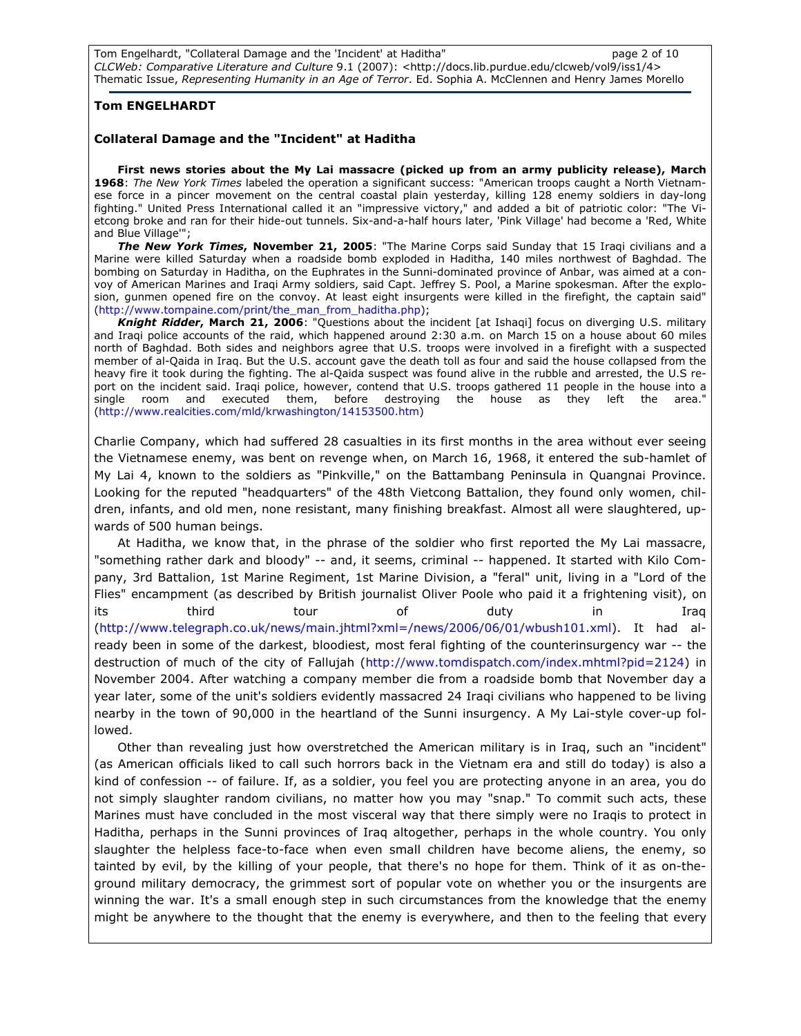**Tom ENGELHARDT**

**Collateral Damage and the "Incident" at Haditha**

**First news stories about the My Lai massacre (picked up from an army publicity release), March 1968**: *The New York Times* labeled the operation a significant success: "American troops caught a North Vietnamese force in a pincer movement on the central coastal plain yesterday, killing 128 enemy soldiers in day-long fighting." United Press International called it an "impressive victory," and added a bit of patriotic color: "The Vietcong broke and ran for their hide-out tunnels. Six-and-a-half hours later, 'Pink Village' had become a 'Red, White and Blue Village'";

***The New York Times*, November 21, 2005**: "The Marine Corps said Sunday that 15 Iraqi civilians and a Marine were killed Saturday when a roadside bomb exploded in Haditha, 140 miles northwest of Baghdad. The bombing on Saturday in Haditha, on the Euphrates in the Sunni-dominated province of Anbar, was aimed at a convoy of American Marines and Iraqi Army soldiers, said Capt. Jeffrey S. Pool, a Marine spokesman. After the explosion, gunmen opened fire on the convoy. At least eight insurgents were killed in the firefight, the captain said" (http://www.tompaine.com/print/the_man_from_haditha.php);

***Knight Ridder*, March 21, 2006**: "Questions about the incident [at Ishaqi] focus on diverging U.S. military and Iraqi police accounts of the raid, which happened around 2:30 a.m. on March 15 on a house about 60 miles north of Baghdad. Both sides and neighbors agree that U.S. troops were involved in a firefight with a suspected member of al-Qaida in Iraq. But the U.S. account gave the death toll as four and said the house collapsed from the heavy fire it took during the fighting. The al-Qaida suspect was found alive in the rubble and arrested, the U.S report on the incident said. Iraqi police, however, contend that U.S. troops gathered 11 people in the house into a single room and executed them, before destroying the house as they left the area." (http://www.realcities.com/mld/krwashington/14153500.htm)

Charlie Company, which had suffered 28 casualties in its first months in the area without ever seeing the Vietnamese enemy, was bent on revenge when, on March 16, 1968, it entered the sub-hamlet of My Lai 4, known to the soldiers as "Pinkville," on the Battambang Peninsula in Quangnai Province. Looking for the reputed "headquarters" of the 48th Vietcong Battalion, they found only women, children, infants, and old men, none resistant, many finishing breakfast. Almost all were slaughtered, upwards of 500 human beings.

At Haditha, we know that, in the phrase of the soldier who first reported the My Lai massacre, "something rather dark and bloody" -- and, it seems, criminal -- happened. It started with Kilo Company, 3rd Battalion, 1st Marine Regiment, 1st Marine Division, a "feral" unit, living in a "Lord of the Flies" encampment (as described by British journalist Oliver Poole who paid it a frightening visit), on its third tour of duty in Iraq (http://www.telegraph.co.uk/news/main.jhtml?xml=/news/2006/06/01/wbush101.xml). It had already been in some of the darkest, bloodiest, most feral fighting of the counterinsurgency war -- the destruction of much of the city of Fallujah (http://www.tomdispatch.com/index.mhtml?pid=2124) in November 2004. After watching a company member die from a roadside bomb that November day a year later, some of the unit's soldiers evidently massacred 24 Iraqi civilians who happened to be living nearby in the town of 90,000 in the heartland of the Sunni insurgency. A My Lai-style cover-up followed.

Other than revealing just how overstretched the American military is in Iraq, such an "incident" (as American officials liked to call such horrors back in the Vietnam era and still do today) is also a kind of confession -- of failure. If, as a soldier, you feel you are protecting anyone in an area, you do not simply slaughter random civilians, no matter how you may "snap." To commit such acts, these Marines must have concluded in the most visceral way that there simply were no Iraqis to protect in Haditha, perhaps in the Sunni provinces of Iraq altogether, perhaps in the whole country. You only slaughter the helpless face-to-face when even small children have become aliens, the enemy, so tainted by evil, by the killing of your people, that there's no hope for them. Think of it as on-the-ground military democracy, the grimmest sort of popular vote on whether you or the insurgents are winning the war. It's a small enough step in such circumstances from the knowledge that the enemy might be anywhere to the thought that the enemy is everywhere, and then to the feeling that every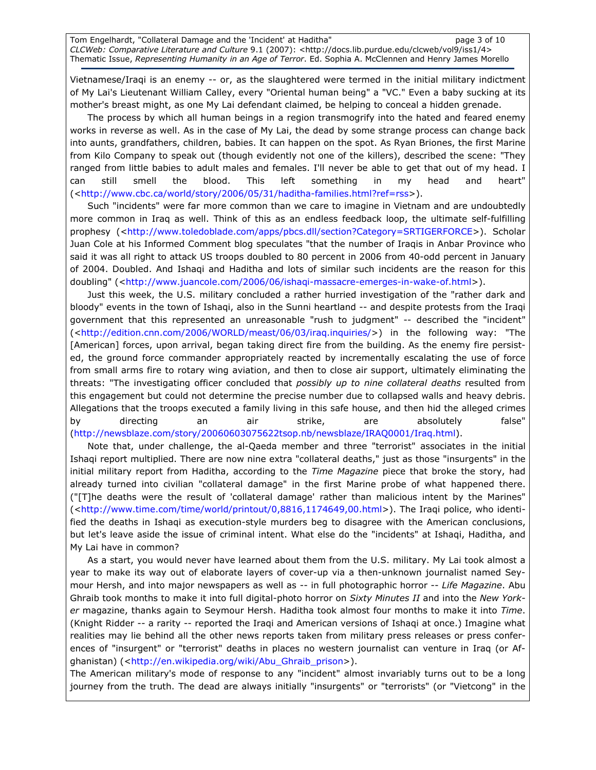Vietnamese/Iraqi is an enemy -- or, as the slaughtered were termed in the initial military indictment of My Lai's Lieutenant William Calley, every "Oriental human being" a "VC." Even a baby sucking at its mother's breast might, as one My Lai defendant claimed, be helping to conceal a hidden grenade.

The process by which all human beings in a region transmogrify into the hated and feared enemy works in reverse as well. As in the case of My Lai, the dead by some strange process can change back into aunts, grandfathers, children, babies. It can happen on the spot. As Ryan Briones, the first Marine from Kilo Company to speak out (though evidently not one of the killers), described the scene: "They ranged from little babies to adult males and females. I'll never be able to get that out of my head. I can still smell the blood. This left something in my head and heart" (<http://www.cbc.ca/world/story/2006/05/31/haditha-families.html?ref=rss>).

Such "incidents" were far more common than we care to imagine in Vietnam and are undoubtedly more common in Iraq as well. Think of this as an endless feedback loop, the ultimate self-fulfilling prophesy (<http://www.toledoblade.com/apps/pbcs.dll/section?Category=SRTIGERFORCE>). Scholar Juan Cole at his Informed Comment blog speculates "that the number of Iraqis in Anbar Province who said it was all right to attack US troops doubled to 80 percent in 2006 from 40-odd percent in January of 2004. Doubled. And Ishaqi and Haditha and lots of similar such incidents are the reason for this doubling" (<http://www.juancole.com/2006/06/ishaqi-massacre-emerges-in-wake-of.html>).

Just this week, the U.S. military concluded a rather hurried investigation of the "rather dark and bloody" events in the town of Ishaqi, also in the Sunni heartland -- and despite protests from the Iraqi government that this represented an unreasonable "rush to judgment" -- described the "incident" (<http://edition.cnn.com/2006/WORLD/meast/06/03/iraq.inquiries/>) in the following way: "The [American] forces, upon arrival, began taking direct fire from the building. As the enemy fire persisted, the ground force commander appropriately reacted by incrementally escalating the use of force from small arms fire to rotary wing aviation, and then to close air support, ultimately eliminating the threats: "The investigating officer concluded that *possibly up to nine collateral deaths* resulted from this engagement but could not determine the precise number due to collapsed walls and heavy debris. Allegations that the troops executed a family living in this safe house, and then hid the alleged crimes by directing an air strike, are absolutely false" (http://newsblaze.com/story/20060603075622tsop.nb/newsblaze/IRAQ0001/Iraq.html).

Note that, under challenge, the al-Qaeda member and three "terrorist" associates in the initial Ishaqi report multiplied. There are now nine extra "collateral deaths," just as those "insurgents" in the initial military report from Haditha, according to the *Time Magazine* piece that broke the story, had already turned into civilian "collateral damage" in the first Marine probe of what happened there. ("[T]he deaths were the result of 'collateral damage' rather than malicious intent by the Marines" (<http://www.time.com/time/world/printout/0,8816,1174649,00.html>). The Iraqi police, who identified the deaths in Ishaqi as execution-style murders beg to disagree with the American conclusions, but let's leave aside the issue of criminal intent. What else do the "incidents" at Ishaqi, Haditha, and My Lai have in common?

As a start, you would never have learned about them from the U.S. military. My Lai took almost a year to make its way out of elaborate layers of cover-up via a then-unknown journalist named Seymour Hersh, and into major newspapers as well as -- in full photographic horror -- *Life Magazine*. Abu Ghraib took months to make it into full digital-photo horror on *Sixty Minutes II* and into the *New Yorker* magazine, thanks again to Seymour Hersh. Haditha took almost four months to make it into *Time*. (Knight Ridder -- a rarity -- reported the Iraqi and American versions of Ishaqi at once.) Imagine what realities may lie behind all the other news reports taken from military press releases or press conferences of "insurgent" or "terrorist" deaths in places no western journalist can venture in Iraq (or Afghanistan) (<http://en.wikipedia.org/wiki/Abu_Ghraib_prison>).

The American military's mode of response to any "incident" almost invariably turns out to be a long journey from the truth. The dead are always initially "insurgents" or "terrorists" (or "Vietcong" in the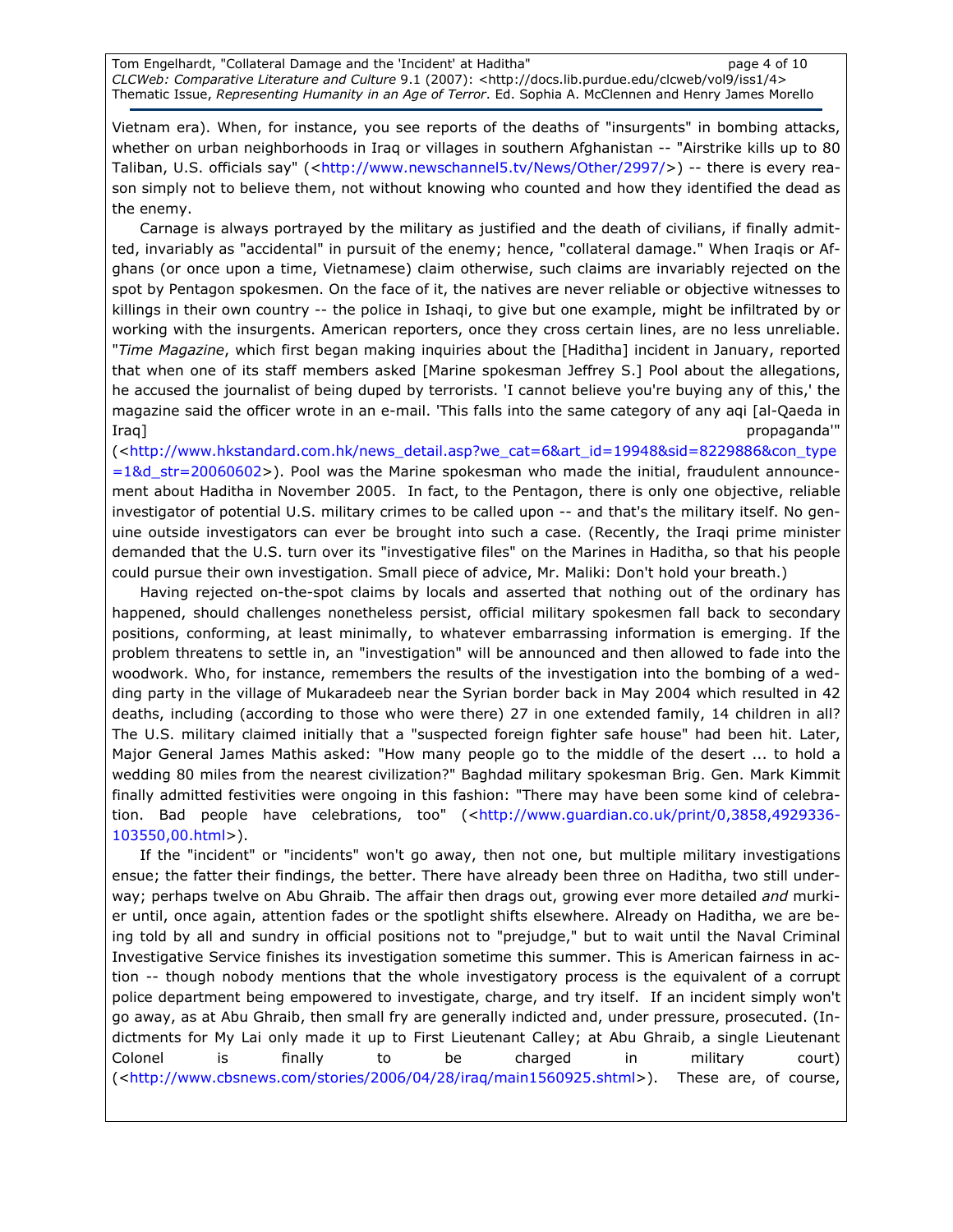Vietnam era). When, for instance, you see reports of the deaths of "insurgents" in bombing attacks, whether on urban neighborhoods in Iraq or villages in southern Afghanistan -- "Airstrike kills up to 80 Taliban, U.S. officials say" (<http://www.newschannel5.tv/News/Other/2997/>) -- there is every reason simply not to believe them, not without knowing who counted and how they identified the dead as the enemy.

Carnage is always portrayed by the military as justified and the death of civilians, if finally admitted, invariably as "accidental" in pursuit of the enemy; hence, "collateral damage." When Iraqis or Afghans (or once upon a time, Vietnamese) claim otherwise, such claims are invariably rejected on the spot by Pentagon spokesmen. On the face of it, the natives are never reliable or objective witnesses to killings in their own country -- the police in Ishaqi, to give but one example, might be infiltrated by or working with the insurgents. American reporters, once they cross certain lines, are no less unreliable. "*Time Magazine*, which first began making inquiries about the [Haditha] incident in January, reported that when one of its staff members asked [Marine spokesman Jeffrey S.] Pool about the allegations, he accused the journalist of being duped by terrorists. 'I cannot believe you're buying any of this,' the magazine said the officer wrote in an e-mail. 'This falls into the same category of any aqi [al-Qaeda in Iraq] propaganda'" (<http://www.hkstandard.com.hk/news_detail.asp?we_cat=6&art_id=19948&sid=8229886&con_type=1&d_str=20060602>). Pool was the Marine spokesman who made the initial, fraudulent announcement about Haditha in November 2005. In fact, to the Pentagon, there is only one objective, reliable investigator of potential U.S. military crimes to be called upon -- and that's the military itself. No genuine outside investigators can ever be brought into such a case. (Recently, the Iraqi prime minister demanded that the U.S. turn over its "investigative files" on the Marines in Haditha, so that his people could pursue their own investigation. Small piece of advice, Mr. Maliki: Don't hold your breath.)

Having rejected on-the-spot claims by locals and asserted that nothing out of the ordinary has happened, should challenges nonetheless persist, official military spokesmen fall back to secondary positions, conforming, at least minimally, to whatever embarrassing information is emerging. If the problem threatens to settle in, an "investigation" will be announced and then allowed to fade into the woodwork. Who, for instance, remembers the results of the investigation into the bombing of a wedding party in the village of Mukaradeeb near the Syrian border back in May 2004 which resulted in 42 deaths, including (according to those who were there) 27 in one extended family, 14 children in all? The U.S. military claimed initially that a "suspected foreign fighter safe house" had been hit. Later, Major General James Mathis asked: "How many people go to the middle of the desert ... to hold a wedding 80 miles from the nearest civilization?" Baghdad military spokesman Brig. Gen. Mark Kimmit finally admitted festivities were ongoing in this fashion: "There may have been some kind of celebration. Bad people have celebrations, too" (<http://www.guardian.co.uk/print/0,3858,4929336-103550,00.html>).

If the "incident" or "incidents" won't go away, then not one, but multiple military investigations ensue; the fatter their findings, the better. There have already been three on Haditha, two still underway; perhaps twelve on Abu Ghraib. The affair then drags out, growing ever more detailed *and* murkier until, once again, attention fades or the spotlight shifts elsewhere. Already on Haditha, we are being told by all and sundry in official positions not to "prejudge," but to wait until the Naval Criminal Investigative Service finishes its investigation sometime this summer. This is American fairness in action -- though nobody mentions that the whole investigatory process is the equivalent of a corrupt police department being empowered to investigate, charge, and try itself. If an incident simply won't go away, as at Abu Ghraib, then small fry are generally indicted and, under pressure, prosecuted. (Indictments for My Lai only made it up to First Lieutenant Calley; at Abu Ghraib, a single Lieutenant Colonel is finally to be charged in military court) (<http://www.cbsnews.com/stories/2006/04/28/iraq/main1560925.shtml>). These are, of course,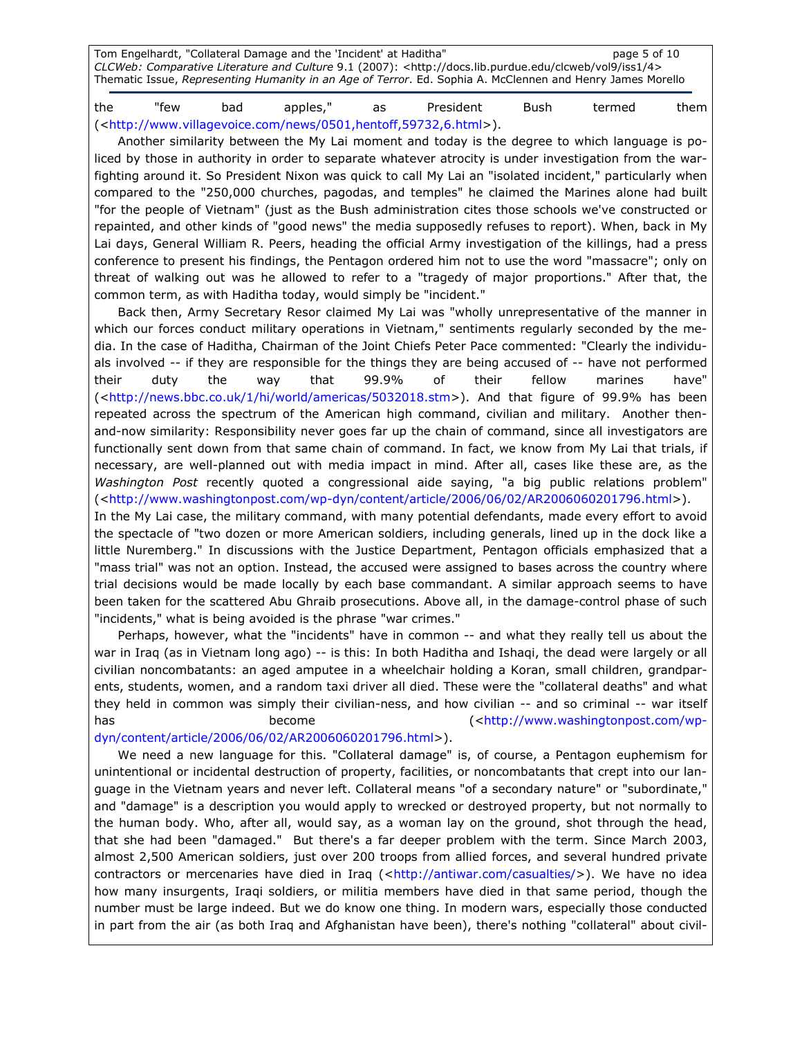the "few bad apples," as President Bush termed them (<http://www.villagevoice.com/news/0501,hentoff,59732,6.html>).

Another similarity between the My Lai moment and today is the degree to which language is policed by those in authority in order to separate whatever atrocity is under investigation from the war-fighting around it. So President Nixon was quick to call My Lai an "isolated incident," particularly when compared to the "250,000 churches, pagodas, and temples" he claimed the Marines alone had built "for the people of Vietnam" (just as the Bush administration cites those schools we've constructed or repainted, and other kinds of "good news" the media supposedly refuses to report). When, back in My Lai days, General William R. Peers, heading the official Army investigation of the killings, had a press conference to present his findings, the Pentagon ordered him not to use the word "massacre"; only on threat of walking out was he allowed to refer to a "tragedy of major proportions." After that, the common term, as with Haditha today, would simply be "incident."

Back then, Army Secretary Resor claimed My Lai was "wholly unrepresentative of the manner in which our forces conduct military operations in Vietnam," sentiments regularly seconded by the media. In the case of Haditha, Chairman of the Joint Chiefs Peter Pace commented: "Clearly the individuals involved -- if they are responsible for the things they are being accused of -- have not performed their duty the way that 99.9% of their fellow marines have" (<http://news.bbc.co.uk/1/hi/world/americas/5032018.stm>). And that figure of 99.9% has been repeated across the spectrum of the American high command, civilian and military. Another then-and-now similarity: Responsibility never goes far up the chain of command, since all investigators are functionally sent down from that same chain of command. In fact, we know from My Lai that trials, if necessary, are well-planned out with media impact in mind. After all, cases like these are, as the *Washington Post* recently quoted a congressional aide saying, "a big public relations problem" (<http://www.washingtonpost.com/wp-dyn/content/article/2006/06/02/AR2006060201796.html>). In the My Lai case, the military command, with many potential defendants, made every effort to avoid the spectacle of "two dozen or more American soldiers, including generals, lined up in the dock like a little Nuremberg." In discussions with the Justice Department, Pentagon officials emphasized that a "mass trial" was not an option. Instead, the accused were assigned to bases across the country where trial decisions would be made locally by each base commandant. A similar approach seems to have been taken for the scattered Abu Ghraib prosecutions. Above all, in the damage-control phase of such "incidents," what is being avoided is the phrase "war crimes."

Perhaps, however, what the "incidents" have in common -- and what they really tell us about the war in Iraq (as in Vietnam long ago) -- is this: In both Haditha and Ishaqi, the dead were largely or all civilian noncombatants: an aged amputee in a wheelchair holding a Koran, small children, grandparents, students, women, and a random taxi driver all died. These were the "collateral deaths" and what they held in common was simply their civilian-ness, and how civilian -- and so criminal -- war itself has become (<http://www.washingtonpost.com/wp-dyn/content/article/2006/06/02/AR2006060201796.html>).

We need a new language for this. "Collateral damage" is, of course, a Pentagon euphemism for unintentional or incidental destruction of property, facilities, or noncombatants that crept into our language in the Vietnam years and never left. Collateral means "of a secondary nature" or "subordinate," and "damage" is a description you would apply to wrecked or destroyed property, but not normally to the human body. Who, after all, would say, as a woman lay on the ground, shot through the head, that she had been "damaged." But there's a far deeper problem with the term. Since March 2003, almost 2,500 American soldiers, just over 200 troops from allied forces, and several hundred private contractors or mercenaries have died in Iraq (<http://antiwar.com/casualties/>). We have no idea how many insurgents, Iraqi soldiers, or militia members have died in that same period, though the number must be large indeed. But we do know one thing. In modern wars, especially those conducted in part from the air (as both Iraq and Afghanistan have been), there's nothing "collateral" about civil-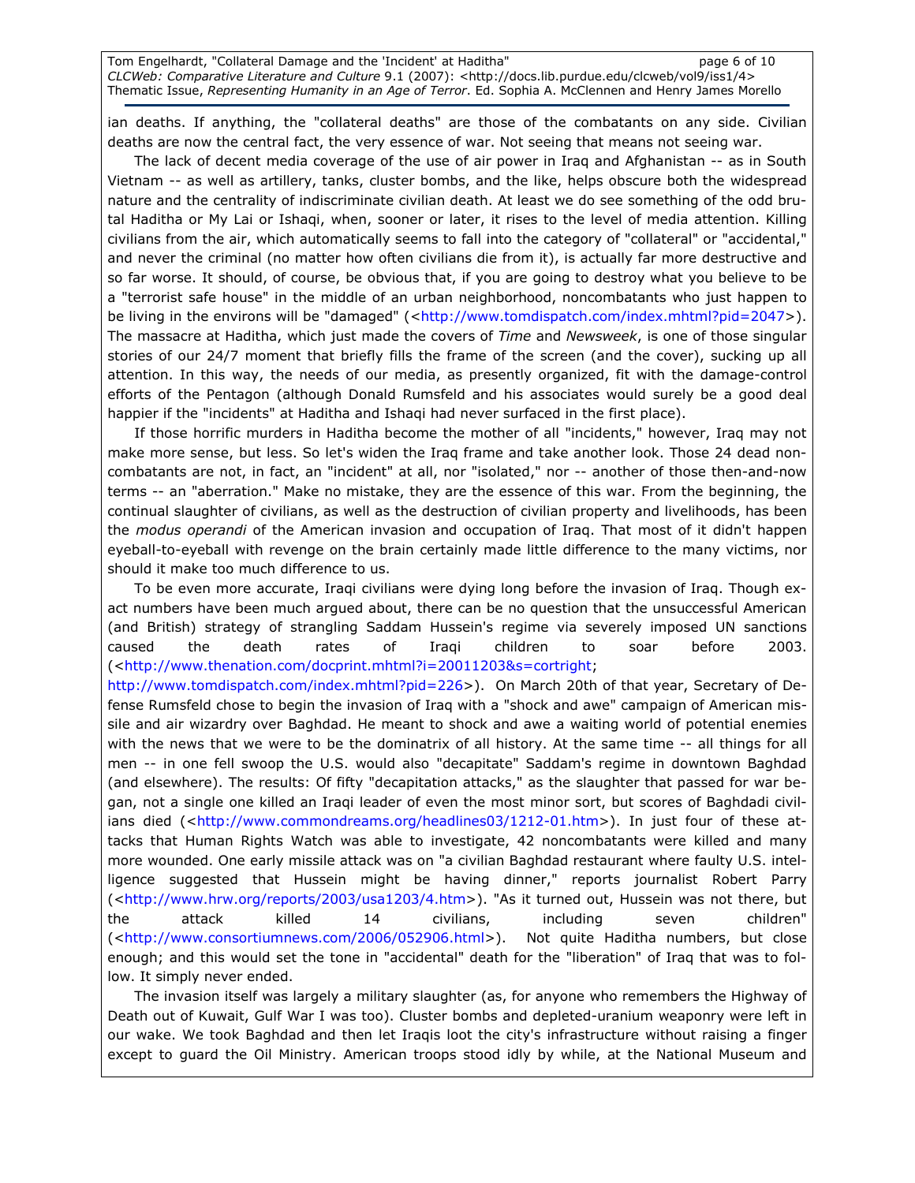ian deaths. If anything, the "collateral deaths" are those of the combatants on any side. Civilian deaths are now the central fact, the very essence of war. Not seeing that means not seeing war.

The lack of decent media coverage of the use of air power in Iraq and Afghanistan -- as in South Vietnam -- as well as artillery, tanks, cluster bombs, and the like, helps obscure both the widespread nature and the centrality of indiscriminate civilian death. At least we do see something of the odd brutal Haditha or My Lai or Ishaqi, when, sooner or later, it rises to the level of media attention. Killing civilians from the air, which automatically seems to fall into the category of "collateral" or "accidental," and never the criminal (no matter how often civilians die from it), is actually far more destructive and so far worse. It should, of course, be obvious that, if you are going to destroy what you believe to be a "terrorist safe house" in the middle of an urban neighborhood, noncombatants who just happen to be living in the environs will be "damaged" (<http://www.tomdispatch.com/index.mhtml?pid=2047>). The massacre at Haditha, which just made the covers of *Time* and *Newsweek*, is one of those singular stories of our 24/7 moment that briefly fills the frame of the screen (and the cover), sucking up all attention. In this way, the needs of our media, as presently organized, fit with the damage-control efforts of the Pentagon (although Donald Rumsfeld and his associates would surely be a good deal happier if the "incidents" at Haditha and Ishaqi had never surfaced in the first place).

If those horrific murders in Haditha become the mother of all "incidents," however, Iraq may not make more sense, but less. So let's widen the Iraq frame and take another look. Those 24 dead noncombatants are not, in fact, an "incident" at all, nor "isolated," nor -- another of those then-and-now terms -- an "aberration." Make no mistake, they are the essence of this war. From the beginning, the continual slaughter of civilians, as well as the destruction of civilian property and livelihoods, has been the *modus operandi* of the American invasion and occupation of Iraq. That most of it didn't happen eyeball-to-eyeball with revenge on the brain certainly made little difference to the many victims, nor should it make too much difference to us.

To be even more accurate, Iraqi civilians were dying long before the invasion of Iraq. Though exact numbers have been much argued about, there can be no question that the unsuccessful American (and British) strategy of strangling Saddam Hussein's regime via severely imposed UN sanctions caused the death rates of Iraqi children to soar before 2003. (<http://www.thenation.com/docprint.mhtml?i=20011203&s=cortright; http://www.tomdispatch.com/index.mhtml?pid=226>). On March 20th of that year, Secretary of Defense Rumsfeld chose to begin the invasion of Iraq with a "shock and awe" campaign of American missile and air wizardry over Baghdad. He meant to shock and awe a waiting world of potential enemies with the news that we were to be the dominatrix of all history. At the same time -- all things for all men -- in one fell swoop the U.S. would also "decapitate" Saddam's regime in downtown Baghdad (and elsewhere). The results: Of fifty "decapitation attacks," as the slaughter that passed for war began, not a single one killed an Iraqi leader of even the most minor sort, but scores of Baghdadi civilians died (<http://www.commondreams.org/headlines03/1212-01.htm>). In just four of these attacks that Human Rights Watch was able to investigate, 42 noncombatants were killed and many more wounded. One early missile attack was on "a civilian Baghdad restaurant where faulty U.S. intelligence suggested that Hussein might be having dinner," reports journalist Robert Parry (<http://www.hrw.org/reports/2003/usa1203/4.htm>). "As it turned out, Hussein was not there, but the attack killed 14 civilians, including seven children" (<http://www.consortiumnews.com/2006/052906.html>). Not quite Haditha numbers, but close enough; and this would set the tone in "accidental" death for the "liberation" of Iraq that was to follow. It simply never ended.

The invasion itself was largely a military slaughter (as, for anyone who remembers the Highway of Death out of Kuwait, Gulf War I was too). Cluster bombs and depleted-uranium weaponry were left in our wake. We took Baghdad and then let Iraqis loot the city's infrastructure without raising a finger except to guard the Oil Ministry. American troops stood idly by while, at the National Museum and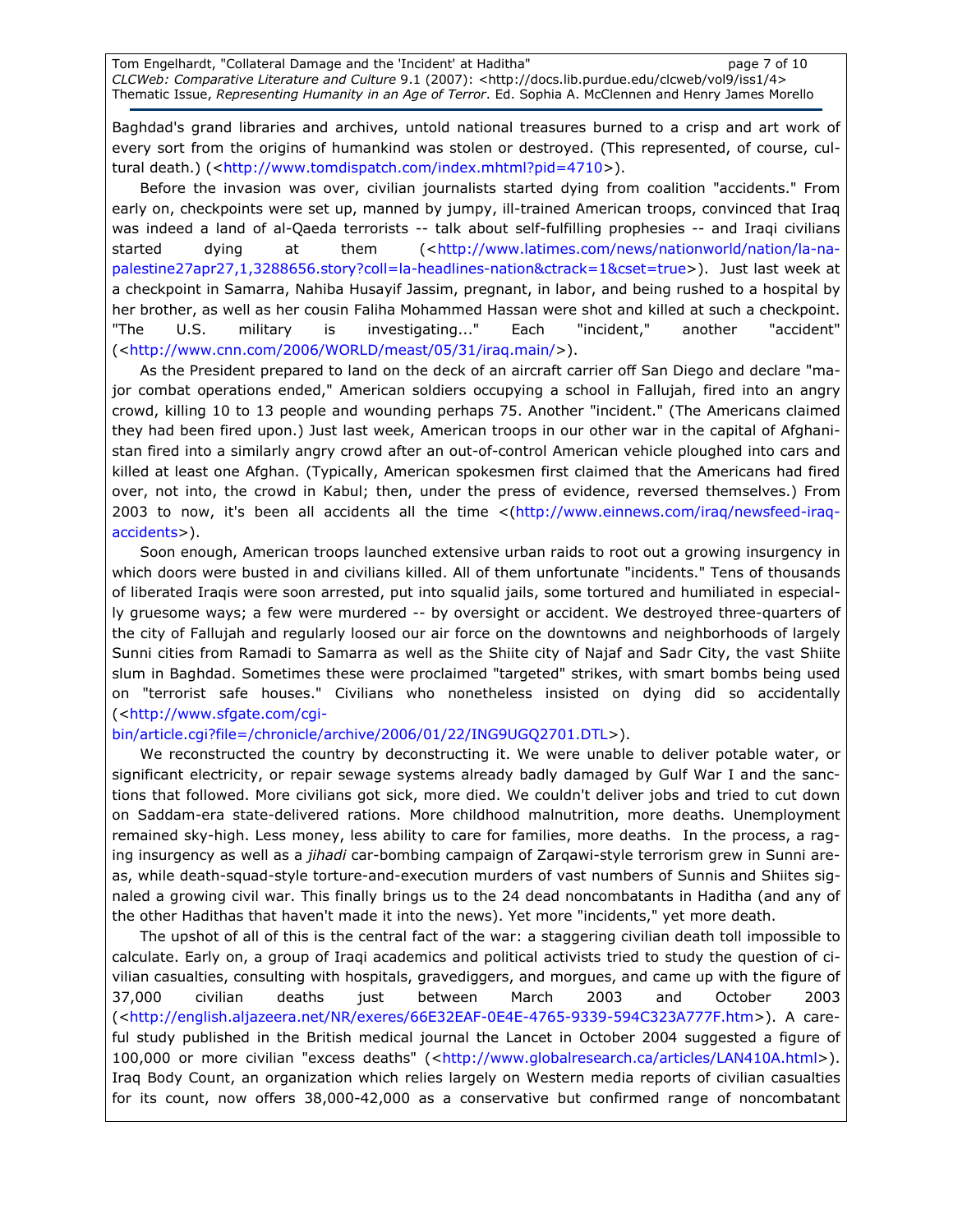Baghdad's grand libraries and archives, untold national treasures burned to a crisp and art work of every sort from the origins of humankind was stolen or destroyed. (This represented, of course, cultural death.) (<http://www.tomdispatch.com/index.mhtml?pid=4710>).

Before the invasion was over, civilian journalists started dying from coalition "accidents." From early on, checkpoints were set up, manned by jumpy, ill-trained American troops, convinced that Iraq was indeed a land of al-Qaeda terrorists -- talk about self-fulfilling prophesies -- and Iraqi civilians started dying at them (<http://www.latimes.com/news/nationworld/nation/la-na-palestine27apr27,1,3288656.story?coll=la-headlines-nation&ctrack=1&cset=true>). Just last week at a checkpoint in Samarra, Nahiba Husayif Jassim, pregnant, in labor, and being rushed to a hospital by her brother, as well as her cousin Faliha Mohammed Hassan were shot and killed at such a checkpoint. "The U.S. military is investigating..." Each "incident," another "accident" (<http://www.cnn.com/2006/WORLD/meast/05/31/iraq.main/>).

As the President prepared to land on the deck of an aircraft carrier off San Diego and declare "major combat operations ended," American soldiers occupying a school in Fallujah, fired into an angry crowd, killing 10 to 13 people and wounding perhaps 75. Another "incident." (The Americans claimed they had been fired upon.) Just last week, American troops in our other war in the capital of Afghanistan fired into a similarly angry crowd after an out-of-control American vehicle ploughed into cars and killed at least one Afghan. (Typically, American spokesmen first claimed that the Americans had fired over, not into, the crowd in Kabul; then, under the press of evidence, reversed themselves.) From 2003 to now, it's been all accidents all the time <(http://www.einnews.com/iraq/newsfeed-iraq-accidents>).

Soon enough, American troops launched extensive urban raids to root out a growing insurgency in which doors were busted in and civilians killed. All of them unfortunate "incidents." Tens of thousands of liberated Iraqis were soon arrested, put into squalid jails, some tortured and humiliated in especially gruesome ways; a few were murdered -- by oversight or accident. We destroyed three-quarters of the city of Fallujah and regularly loosed our air force on the downtowns and neighborhoods of largely Sunni cities from Ramadi to Samarra as well as the Shiite city of Najaf and Sadr City, the vast Shiite slum in Baghdad. Sometimes these were proclaimed "targeted" strikes, with smart bombs being used on "terrorist safe houses." Civilians who nonetheless insisted on dying did so accidentally (<http://www.sfgate.com/cgi-bin/article.cgi?file=/chronicle/archive/2006/01/22/ING9UGQ2701.DTL>).

We reconstructed the country by deconstructing it. We were unable to deliver potable water, or significant electricity, or repair sewage systems already badly damaged by Gulf War I and the sanctions that followed. More civilians got sick, more died. We couldn't deliver jobs and tried to cut down on Saddam-era state-delivered rations. More childhood malnutrition, more deaths. Unemployment remained sky-high. Less money, less ability to care for families, more deaths. In the process, a raging insurgency as well as a *jihadi* car-bombing campaign of Zarqawi-style terrorism grew in Sunni areas, while death-squad-style torture-and-execution murders of vast numbers of Sunnis and Shiites signaled a growing civil war. This finally brings us to the 24 dead noncombatants in Haditha (and any of the other Hadithas that haven't made it into the news). Yet more "incidents," yet more death.

The upshot of all of this is the central fact of the war: a staggering civilian death toll impossible to calculate. Early on, a group of Iraqi academics and political activists tried to study the question of civilian casualties, consulting with hospitals, gravediggers, and morgues, and came up with the figure of 37,000 civilian deaths just between March 2003 and October 2003 (<http://english.aljazeera.net/NR/exeres/66E32EAF-0E4E-4765-9339-594C323A777F.htm>). A careful study published in the British medical journal the Lancet in October 2004 suggested a figure of 100,000 or more civilian "excess deaths" (<http://www.globalresearch.ca/articles/LAN410A.html>). Iraq Body Count, an organization which relies largely on Western media reports of civilian casualties for its count, now offers 38,000-42,000 as a conservative but confirmed range of noncombatant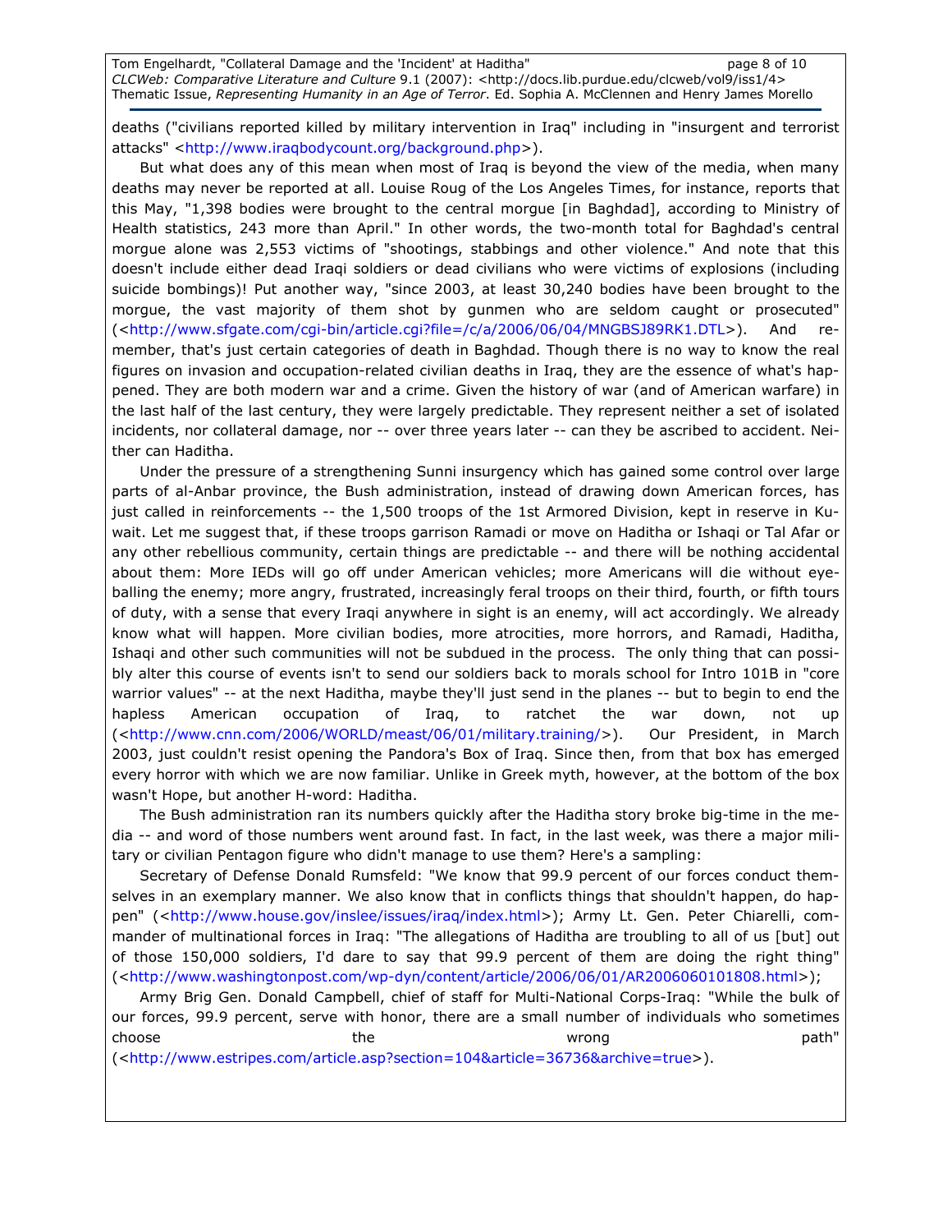deaths ("civilians reported killed by military intervention in Iraq" including in "insurgent and terrorist attacks" <http://www.iraqbodycount.org/background.php>).

But what does any of this mean when most of Iraq is beyond the view of the media, when many deaths may never be reported at all. Louise Roug of the Los Angeles Times, for instance, reports that this May, "1,398 bodies were brought to the central morgue [in Baghdad], according to Ministry of Health statistics, 243 more than April." In other words, the two-month total for Baghdad's central morgue alone was 2,553 victims of "shootings, stabbings and other violence." And note that this doesn't include either dead Iraqi soldiers or dead civilians who were victims of explosions (including suicide bombings)! Put another way, "since 2003, at least 30,240 bodies have been brought to the morgue, the vast majority of them shot by gunmen who are seldom caught or prosecuted" (<http://www.sfgate.com/cgi-bin/article.cgi?file=/c/a/2006/06/04/MNGBSJ89RK1.DTL>). And remember, that's just certain categories of death in Baghdad. Though there is no way to know the real figures on invasion and occupation-related civilian deaths in Iraq, they are the essence of what's happened. They are both modern war and a crime. Given the history of war (and of American warfare) in the last half of the last century, they were largely predictable. They represent neither a set of isolated incidents, nor collateral damage, nor -- over three years later -- can they be ascribed to accident. Neither can Haditha.

Under the pressure of a strengthening Sunni insurgency which has gained some control over large parts of al-Anbar province, the Bush administration, instead of drawing down American forces, has just called in reinforcements -- the 1,500 troops of the 1st Armored Division, kept in reserve in Kuwait. Let me suggest that, if these troops garrison Ramadi or move on Haditha or Ishaqi or Tal Afar or any other rebellious community, certain things are predictable -- and there will be nothing accidental about them: More IEDs will go off under American vehicles; more Americans will die without eyeballing the enemy; more angry, frustrated, increasingly feral troops on their third, fourth, or fifth tours of duty, with a sense that every Iraqi anywhere in sight is an enemy, will act accordingly. We already know what will happen. More civilian bodies, more atrocities, more horrors, and Ramadi, Haditha, Ishaqi and other such communities will not be subdued in the process. The only thing that can possibly alter this course of events isn't to send our soldiers back to morals school for Intro 101B in "core warrior values" -- at the next Haditha, maybe they'll just send in the planes -- but to begin to end the hapless American occupation of Iraq, to ratchet the war down, not up (<http://www.cnn.com/2006/WORLD/meast/06/01/military.training/>). Our President, in March 2003, just couldn't resist opening the Pandora's Box of Iraq. Since then, from that box has emerged every horror with which we are now familiar. Unlike in Greek myth, however, at the bottom of the box wasn't Hope, but another H-word: Haditha.

The Bush administration ran its numbers quickly after the Haditha story broke big-time in the media -- and word of those numbers went around fast. In fact, in the last week, was there a major military or civilian Pentagon figure who didn't manage to use them? Here's a sampling:

Secretary of Defense Donald Rumsfeld: "We know that 99.9 percent of our forces conduct themselves in an exemplary manner. We also know that in conflicts things that shouldn't happen, do happen" (<http://www.house.gov/inslee/issues/iraq/index.html>); Army Lt. Gen. Peter Chiarelli, commander of multinational forces in Iraq: "The allegations of Haditha are troubling to all of us [but] out of those 150,000 soldiers, I'd dare to say that 99.9 percent of them are doing the right thing" (<http://www.washingtonpost.com/wp-dyn/content/article/2006/06/01/AR2006060101808.html>);

Army Brig Gen. Donald Campbell, chief of staff for Multi-National Corps-Iraq: "While the bulk of our forces, 99.9 percent, serve with honor, there are a small number of individuals who sometimes choose the wrong path" (<http://www.estripes.com/article.asp?section=104&article=36736&archive=true>).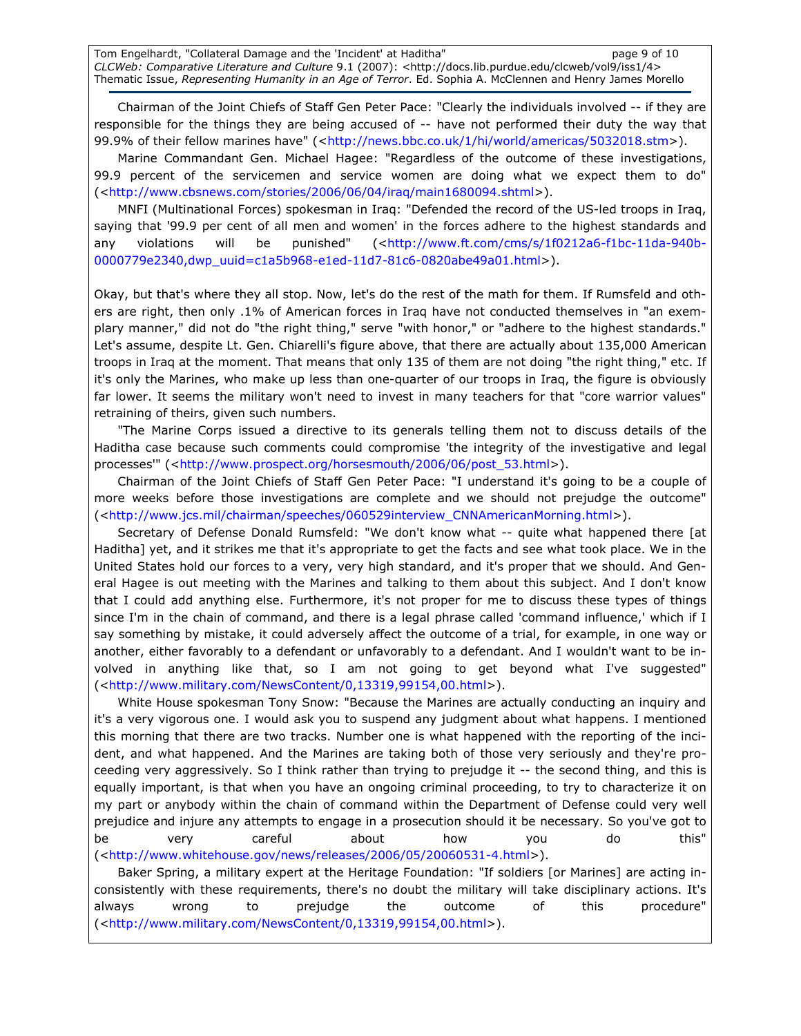Chairman of the Joint Chiefs of Staff Gen Peter Pace: "Clearly the individuals involved -- if they are responsible for the things they are being accused of -- have not performed their duty the way that 99.9% of their fellow marines have" (<http://news.bbc.co.uk/1/hi/world/americas/5032018.stm>).

Marine Commandant Gen. Michael Hagee: "Regardless of the outcome of these investigations, 99.9 percent of the servicemen and service women are doing what we expect them to do" (<http://www.cbsnews.com/stories/2006/06/04/iraq/main1680094.shtml>).

MNFI (Multinational Forces) spokesman in Iraq: "Defended the record of the US-led troops in Iraq, saying that '99.9 per cent of all men and women' in the forces adhere to the highest standards and any violations will be punished" (<http://www.ft.com/cms/s/1f0212a6-f1bc-11da-940b-0000779e2340,dwp_uuid=c1a5b968-e1ed-11d7-81c6-0820abe49a01.html>).

Okay, but that's where they all stop. Now, let's do the rest of the math for them. If Rumsfeld and others are right, then only .1% of American forces in Iraq have not conducted themselves in "an exemplary manner," did not do "the right thing," serve "with honor," or "adhere to the highest standards." Let's assume, despite Lt. Gen. Chiarelli's figure above, that there are actually about 135,000 American troops in Iraq at the moment. That means that only 135 of them are not doing "the right thing," etc. If it's only the Marines, who make up less than one-quarter of our troops in Iraq, the figure is obviously far lower. It seems the military won't need to invest in many teachers for that "core warrior values" retraining of theirs, given such numbers.

"The Marine Corps issued a directive to its generals telling them not to discuss details of the Haditha case because such comments could compromise 'the integrity of the investigative and legal processes'" (<http://www.prospect.org/horsesmouth/2006/06/post_53.html>).

Chairman of the Joint Chiefs of Staff Gen Peter Pace: "I understand it's going to be a couple of more weeks before those investigations are complete and we should not prejudge the outcome" (<http://www.jcs.mil/chairman/speeches/060529interview_CNNAmericanMorning.html>).

Secretary of Defense Donald Rumsfeld: "We don't know what -- quite what happened there [at Haditha] yet, and it strikes me that it's appropriate to get the facts and see what took place. We in the United States hold our forces to a very, very high standard, and it's proper that we should. And General Hagee is out meeting with the Marines and talking to them about this subject. And I don't know that I could add anything else. Furthermore, it's not proper for me to discuss these types of things since I'm in the chain of command, and there is a legal phrase called 'command influence,' which if I say something by mistake, it could adversely affect the outcome of a trial, for example, in one way or another, either favorably to a defendant or unfavorably to a defendant. And I wouldn't want to be involved in anything like that, so I am not going to get beyond what I've suggested" (<http://www.military.com/NewsContent/0,13319,99154,00.html>).

White House spokesman Tony Snow: "Because the Marines are actually conducting an inquiry and it's a very vigorous one. I would ask you to suspend any judgment about what happens. I mentioned this morning that there are two tracks. Number one is what happened with the reporting of the incident, and what happened. And the Marines are taking both of those very seriously and they're proceeding very aggressively. So I think rather than trying to prejudge it -- the second thing, and this is equally important, is that when you have an ongoing criminal proceeding, to try to characterize it on my part or anybody within the chain of command within the Department of Defense could very well prejudice and injure any attempts to engage in a prosecution should it be necessary. So you've got to be very careful about how you do this" (<http://www.whitehouse.gov/news/releases/2006/05/20060531-4.html>).

Baker Spring, a military expert at the Heritage Foundation: "If soldiers [or Marines] are acting inconsistently with these requirements, there's no doubt the military will take disciplinary actions. It's always wrong to prejudge the outcome of this procedure" (<http://www.military.com/NewsContent/0,13319,99154,00.html>).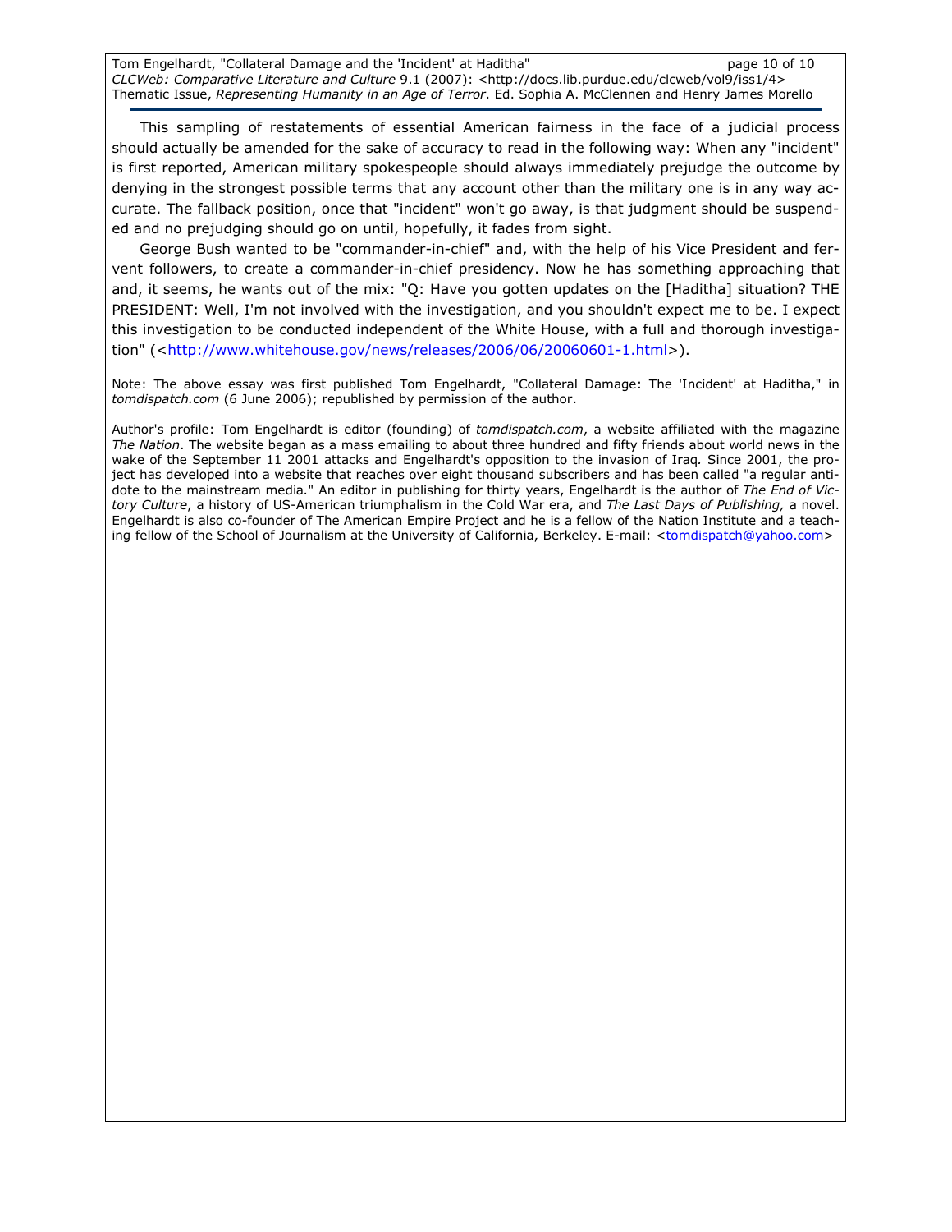This sampling of restatements of essential American fairness in the face of a judicial process should actually be amended for the sake of accuracy to read in the following way: When any "incident" is first reported, American military spokespeople should always immediately prejudge the outcome by denying in the strongest possible terms that any account other than the military one is in any way accurate. The fallback position, once that "incident" won't go away, is that judgment should be suspended and no prejudging should go on until, hopefully, it fades from sight.

George Bush wanted to be "commander-in-chief" and, with the help of his Vice President and fervent followers, to create a commander-in-chief presidency. Now he has something approaching that and, it seems, he wants out of the mix: "Q: Have you gotten updates on the [Haditha] situation? THE PRESIDENT: Well, I'm not involved with the investigation, and you shouldn't expect me to be. I expect this investigation to be conducted independent of the White House, with a full and thorough investigation" (<http://www.whitehouse.gov/news/releases/2006/06/20060601-1.html>).

Note: The above essay was first published Tom Engelhardt, "Collateral Damage: The 'Incident' at Haditha," in *tomdispatch.com* (6 June 2006); republished by permission of the author.

Author's profile: Tom Engelhardt is editor (founding) of *tomdispatch.com*, a website affiliated with the magazine *The Nation*. The website began as a mass emailing to about three hundred and fifty friends about world news in the wake of the September 11 2001 attacks and Engelhardt's opposition to the invasion of Iraq. Since 2001, the project has developed into a website that reaches over eight thousand subscribers and has been called "a regular antidote to the mainstream media." An editor in publishing for thirty years, Engelhardt is the author of *The End of Victory Culture*, a history of US-American triumphalism in the Cold War era, and *The Last Days of Publishing,* a novel. Engelhardt is also co-founder of The American Empire Project and he is a fellow of the Nation Institute and a teaching fellow of the School of Journalism at the University of California, Berkeley. E-mail: <tomdispatch@yahoo.com>